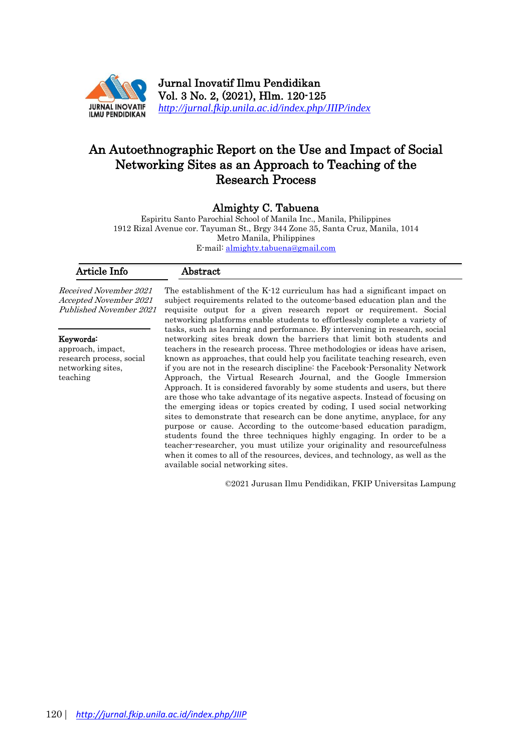# An Autoethnographic Report on the Use and Impact of Social Networking Sites as an Approach to Teaching of the Research Process

**Almighty C. Tabuena**

Espiritu Santo Parochial School of Manila Inc., Manila, Philippines
1912 Rizal Avenue cor. Tayuman St., Brgy 344 Zone 35, Santa Cruz, Manila, 1014
Metro Manila, Philippines
E-mail: almighty.tabuena@gmail.com

## Article Info

*Received November 2021*
*Accepted November 2021*
*Published November 2021*

**Keywords:**
approach, impact, research process, social networking sites, teaching

## Abstract

The establishment of the K-12 curriculum has had a significant impact on subject requirements related to the outcome-based education plan and the requisite output for a given research report or requirement. Social networking platforms enable students to effortlessly complete a variety of tasks, such as learning and performance. By intervening in research, social networking sites break down the barriers that limit both students and teachers in the research process. Three methodologies or ideas have arisen, known as approaches, that could help you facilitate teaching research, even if you are not in the research discipline: the Facebook-Personality Network Approach, the Virtual Research Journal, and the Google Immersion Approach. It is considered favorably by some students and users, but there are those who take advantage of its negative aspects. Instead of focusing on the emerging ideas or topics created by coding, I used social networking sites to demonstrate that research can be done anytime, anyplace, for any purpose or cause. According to the outcome-based education paradigm, students found the three techniques highly engaging. In order to be a teacher-researcher, you must utilize your originality and resourcefulness when it comes to all of the resources, devices, and technology, as well as the available social networking sites.

©2021 Jurusan Ilmu Pendidikan, FKIP Universitas Lampung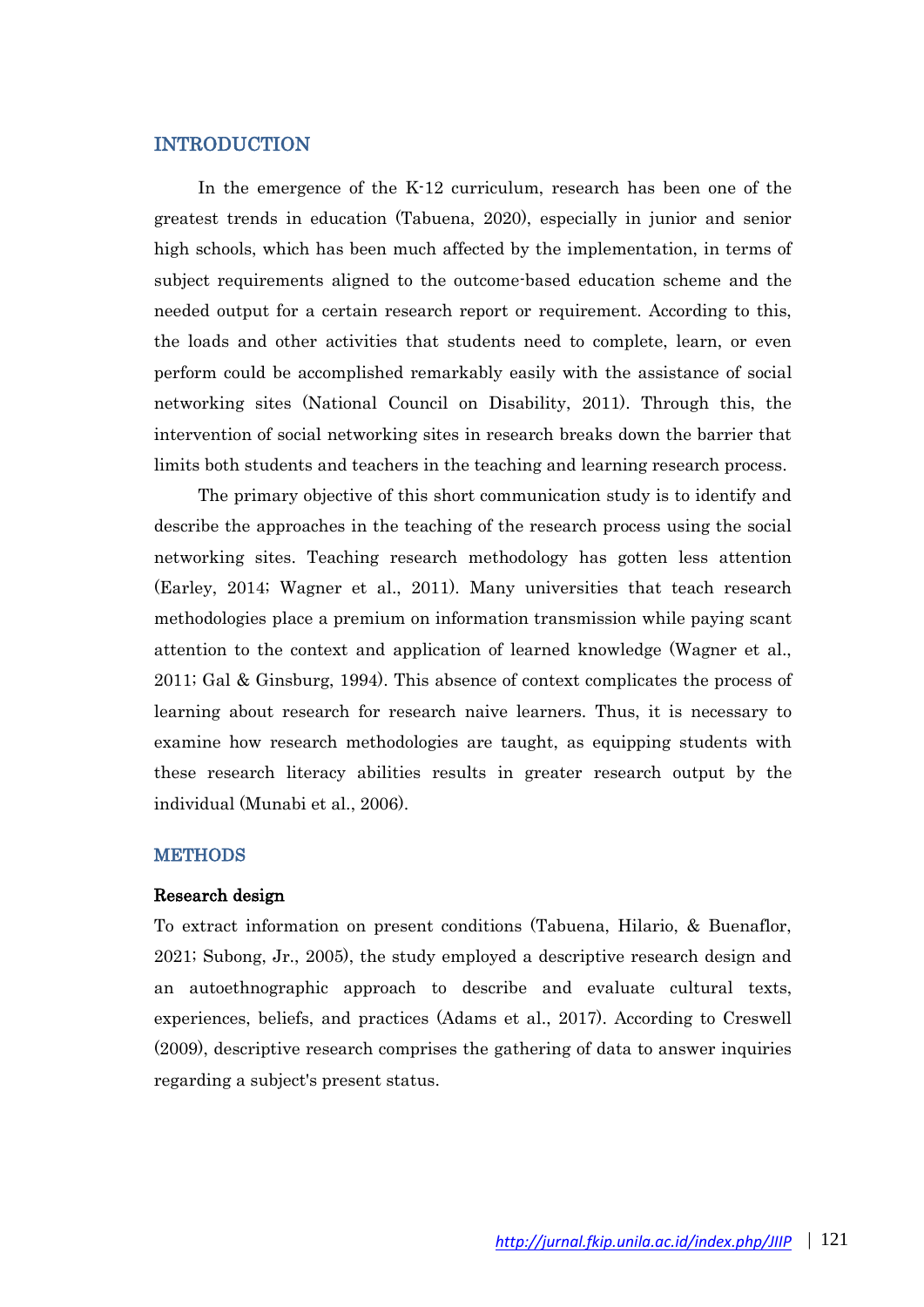## INTRODUCTION

In the emergence of the K-12 curriculum, research has been one of the greatest trends in education (Tabuena, 2020), especially in junior and senior high schools, which has been much affected by the implementation, in terms of subject requirements aligned to the outcome-based education scheme and the needed output for a certain research report or requirement. According to this, the loads and other activities that students need to complete, learn, or even perform could be accomplished remarkably easily with the assistance of social networking sites (National Council on Disability, 2011). Through this, the intervention of social networking sites in research breaks down the barrier that limits both students and teachers in the teaching and learning research process.

The primary objective of this short communication study is to identify and describe the approaches in the teaching of the research process using the social networking sites. Teaching research methodology has gotten less attention (Earley, 2014; Wagner et al., 2011). Many universities that teach research methodologies place a premium on information transmission while paying scant attention to the context and application of learned knowledge (Wagner et al., 2011; Gal & Ginsburg, 1994). This absence of context complicates the process of learning about research for research naive learners. Thus, it is necessary to examine how research methodologies are taught, as equipping students with these research literacy abilities results in greater research output by the individual (Munabi et al., 2006).

## METHODS

### Research design

To extract information on present conditions (Tabuena, Hilario, & Buenaflor, 2021; Subong, Jr., 2005), the study employed a descriptive research design and an autoethnographic approach to describe and evaluate cultural texts, experiences, beliefs, and practices (Adams et al., 2017). According to Creswell (2009), descriptive research comprises the gathering of data to answer inquiries regarding a subject's present status.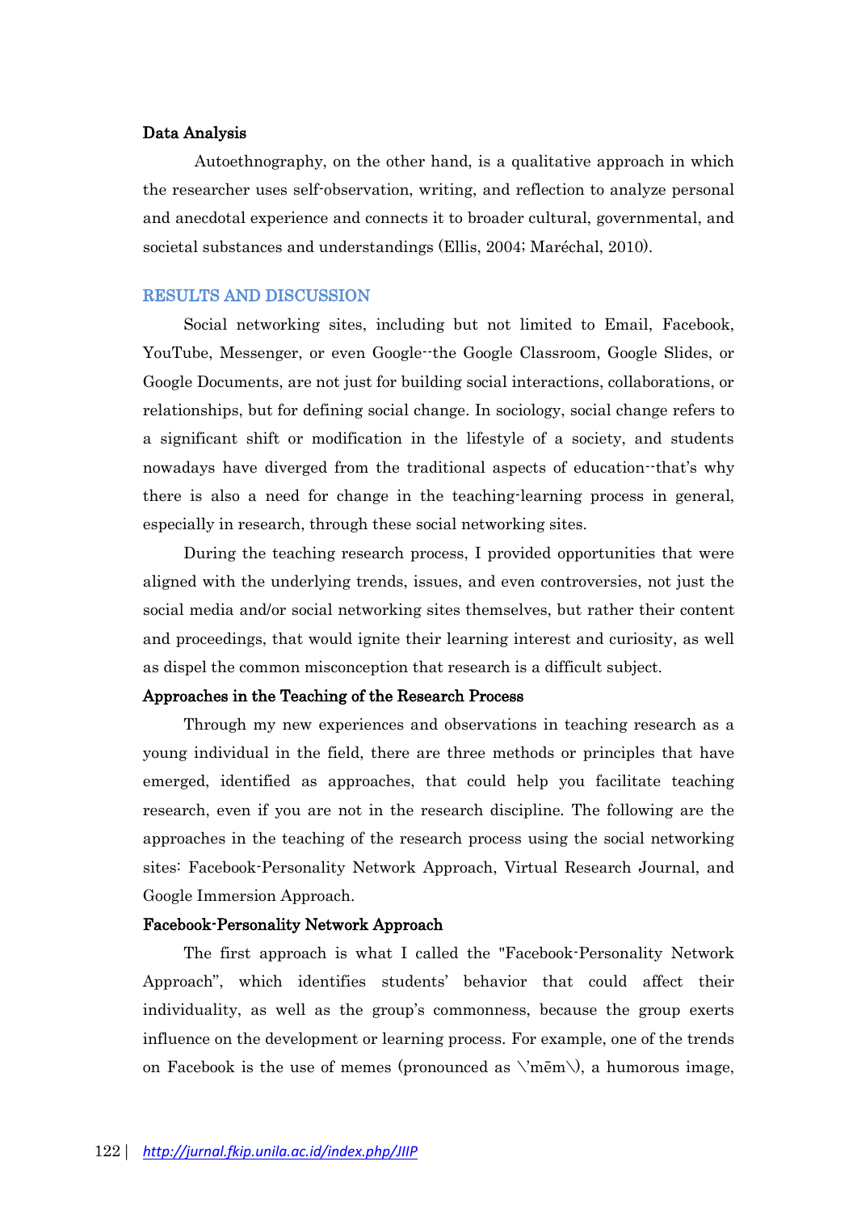### Data Analysis

Autoethnography, on the other hand, is a qualitative approach in which the researcher uses self-observation, writing, and reflection to analyze personal and anecdotal experience and connects it to broader cultural, governmental, and societal substances and understandings (Ellis, 2004; Maréchal, 2010).

## RESULTS AND DISCUSSION

Social networking sites, including but not limited to Email, Facebook, YouTube, Messenger, or even Google--the Google Classroom, Google Slides, or Google Documents, are not just for building social interactions, collaborations, or relationships, but for defining social change. In sociology, social change refers to a significant shift or modification in the lifestyle of a society, and students nowadays have diverged from the traditional aspects of education--that's why there is also a need for change in the teaching-learning process in general, especially in research, through these social networking sites.

During the teaching research process, I provided opportunities that were aligned with the underlying trends, issues, and even controversies, not just the social media and/or social networking sites themselves, but rather their content and proceedings, that would ignite their learning interest and curiosity, as well as dispel the common misconception that research is a difficult subject.

### Approaches in the Teaching of the Research Process

Through my new experiences and observations in teaching research as a young individual in the field, there are three methods or principles that have emerged, identified as approaches, that could help you facilitate teaching research, even if you are not in the research discipline. The following are the approaches in the teaching of the research process using the social networking sites: Facebook-Personality Network Approach, Virtual Research Journal, and Google Immersion Approach.

### Facebook-Personality Network Approach

The first approach is what I called the "Facebook-Personality Network Approach", which identifies students' behavior that could affect their individuality, as well as the group's commonness, because the group exerts influence on the development or learning process. For example, one of the trends on Facebook is the use of memes (pronounced as \ˈmēm\), a humorous image,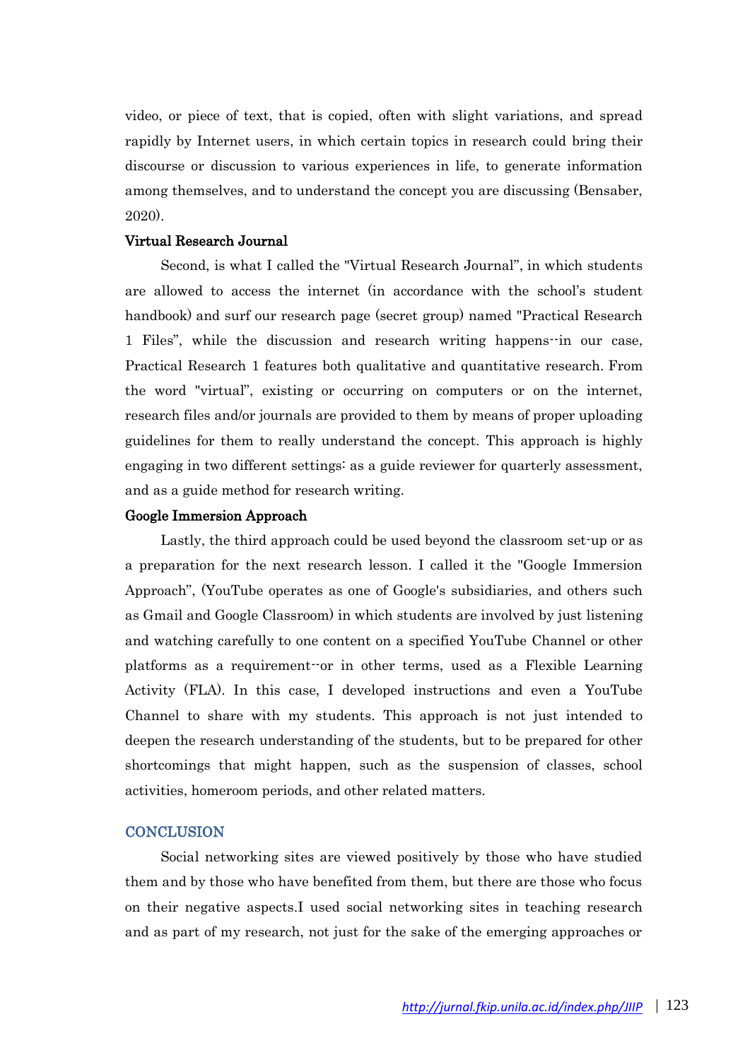video, or piece of text, that is copied, often with slight variations, and spread rapidly by Internet users, in which certain topics in research could bring their discourse or discussion to various experiences in life, to generate information among themselves, and to understand the concept you are discussing (Bensaber, 2020).

### Virtual Research Journal

Second, is what I called the "Virtual Research Journal", in which students are allowed to access the internet (in accordance with the school's student handbook) and surf our research page (secret group) named "Practical Research 1 Files", while the discussion and research writing happens--in our case, Practical Research 1 features both qualitative and quantitative research. From the word "virtual", existing or occurring on computers or on the internet, research files and/or journals are provided to them by means of proper uploading guidelines for them to really understand the concept. This approach is highly engaging in two different settings: as a guide reviewer for quarterly assessment, and as a guide method for research writing.

### Google Immersion Approach

Lastly, the third approach could be used beyond the classroom set-up or as a preparation for the next research lesson. I called it the "Google Immersion Approach", (YouTube operates as one of Google's subsidiaries, and others such as Gmail and Google Classroom) in which students are involved by just listening and watching carefully to one content on a specified YouTube Channel or other platforms as a requirement--or in other terms, used as a Flexible Learning Activity (FLA). In this case, I developed instructions and even a YouTube Channel to share with my students. This approach is not just intended to deepen the research understanding of the students, but to be prepared for other shortcomings that might happen, such as the suspension of classes, school activities, homeroom periods, and other related matters.

## CONCLUSION

Social networking sites are viewed positively by those who have studied them and by those who have benefited from them, but there are those who focus on their negative aspects.I used social networking sites in teaching research and as part of my research, not just for the sake of the emerging approaches or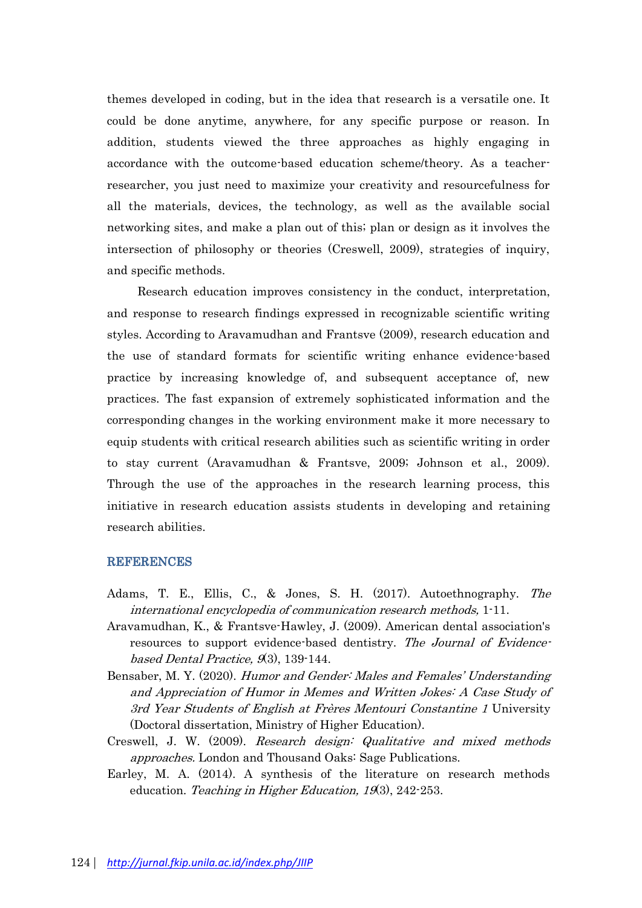themes developed in coding, but in the idea that research is a versatile one. It could be done anytime, anywhere, for any specific purpose or reason. In addition, students viewed the three approaches as highly engaging in accordance with the outcome-based education scheme/theory. As a teacher-researcher, you just need to maximize your creativity and resourcefulness for all the materials, devices, the technology, as well as the available social networking sites, and make a plan out of this; plan or design as it involves the intersection of philosophy or theories (Creswell, 2009), strategies of inquiry, and specific methods.

Research education improves consistency in the conduct, interpretation, and response to research findings expressed in recognizable scientific writing styles. According to Aravamudhan and Frantsve (2009), research education and the use of standard formats for scientific writing enhance evidence-based practice by increasing knowledge of, and subsequent acceptance of, new practices. The fast expansion of extremely sophisticated information and the corresponding changes in the working environment make it more necessary to equip students with critical research abilities such as scientific writing in order to stay current (Aravamudhan & Frantsve, 2009; Johnson et al., 2009). Through the use of the approaches in the research learning process, this initiative in research education assists students in developing and retaining research abilities.

## REFERENCES

Adams, T. E., Ellis, C., & Jones, S. H. (2017). Autoethnography. *The international encyclopedia of communication research methods,* 1-11.

Aravamudhan, K., & Frantsve-Hawley, J. (2009). American dental association's resources to support evidence-based dentistry. *The Journal of Evidence-based Dental Practice, 9*(3), 139-144.

Bensaber, M. Y. (2020). *Humor and Gender: Males and Females' Understanding and Appreciation of Humor in Memes and Written Jokes: A Case Study of 3rd Year Students of English at Frères Mentouri Constantine 1* University (Doctoral dissertation, Ministry of Higher Education).

Creswell, J. W. (2009). *Research design: Qualitative and mixed methods approaches*. London and Thousand Oaks: Sage Publications.

Earley, M. A. (2014). A synthesis of the literature on research methods education. *Teaching in Higher Education, 19*(3), 242-253.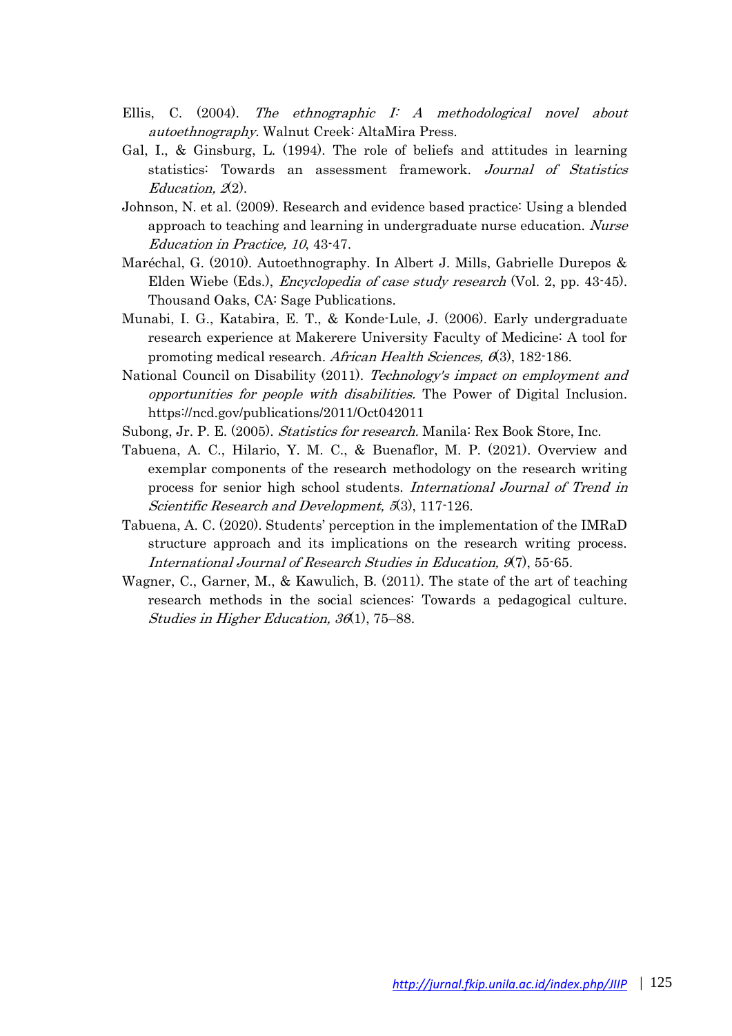Ellis, C. (2004). *The ethnographic I: A methodological novel about autoethnography.* Walnut Creek: AltaMira Press.

Gal, I., & Ginsburg, L. (1994). The role of beliefs and attitudes in learning statistics: Towards an assessment framework. *Journal of Statistics Education, 2*(2).

Johnson, N. et al. (2009). Research and evidence based practice: Using a blended approach to teaching and learning in undergraduate nurse education. *Nurse Education in Practice, 10*, 43-47.

Maréchal, G. (2010). Autoethnography. In Albert J. Mills, Gabrielle Durepos & Elden Wiebe (Eds.), *Encyclopedia of case study research* (Vol. 2, pp. 43-45). Thousand Oaks, CA: Sage Publications.

Munabi, I. G., Katabira, E. T., & Konde-Lule, J. (2006). Early undergraduate research experience at Makerere University Faculty of Medicine: A tool for promoting medical research. *African Health Sciences, 6*(3), 182-186.

National Council on Disability (2011). *Technology's impact on employment and opportunities for people with disabilities.* The Power of Digital Inclusion. https://ncd.gov/publications/2011/Oct042011

Subong, Jr. P. E. (2005). *Statistics for research.* Manila: Rex Book Store, Inc.

Tabuena, A. C., Hilario, Y. M. C., & Buenaflor, M. P. (2021). Overview and exemplar components of the research methodology on the research writing process for senior high school students. *International Journal of Trend in Scientific Research and Development, 5*(3), 117-126.

Tabuena, A. C. (2020). Students' perception in the implementation of the IMRaD structure approach and its implications on the research writing process. *International Journal of Research Studies in Education, 9*(7), 55-65.

Wagner, C., Garner, M., & Kawulich, B. (2011). The state of the art of teaching research methods in the social sciences: Towards a pedagogical culture. *Studies in Higher Education, 36*(1), 75–88.